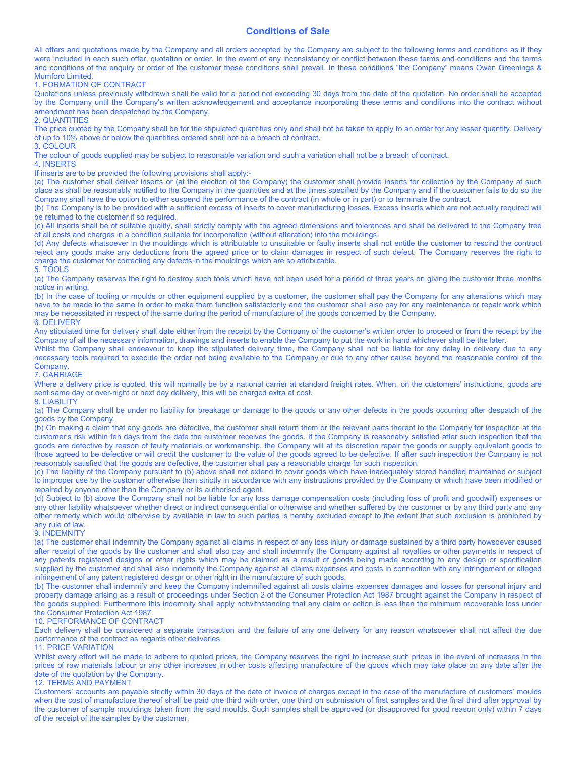# Conditions of Sale

All offers and quotations made by the Company and all orders accepted by the Company are subject to the following terms and conditions as if they were included in each such offer, quotation or order. In the event of any inconsistency or conflict between these terms and conditions and the terms and conditions of the enquiry or order of the customer these conditions shall prevail. In these conditions “the Company” means Owen Greenings & Mumford Limited.

## 1. FORMATION OF CONTRACT

Quotations unless previously withdrawn shall be valid for a period not exceeding 30 days from the date of the quotation. No order shall be accepted by the Company until the Company’s written acknowledgement and acceptance incorporating these terms and conditions into the contract without amendment has been despatched by the Company.

## 2. QUANTITIES

The price quoted by the Company shall be for the stipulated quantities only and shall not be taken to apply to an order for any lesser quantity. Delivery of up to 10% above or below the quantities ordered shall not be a breach of contract.

## 3. COLOUR

The colour of goods supplied may be subject to reasonable variation and such a variation shall not be a breach of contract.

## 4. INSERTS

If inserts are to be provided the following provisions shall apply:-

(a) The customer shall deliver inserts or (at the election of the Company) the customer shall provide inserts for collection by the Company at such place as shall be reasonably notified to the Company in the quantities and at the times specified by the Company and if the customer fails to do so the Company shall have the option to either suspend the performance of the contract (in whole or in part) or to terminate the contract.

(b) The Company is to be provided with a sufficient excess of inserts to cover manufacturing losses. Excess inserts which are not actually required will be returned to the customer if so required.

(c) All inserts shall be of suitable quality, shall strictly comply with the agreed dimensions and tolerances and shall be delivered to the Company free of all costs and charges in a condition suitable for incorporation (without alteration) into the mouldings.

(d) Any defects whatsoever in the mouldings which is attributable to unsuitable or faulty inserts shall not entitle the customer to rescind the contract reject any goods make any deductions from the agreed price or to claim damages in respect of such defect. The Company reserves the right to charge the customer for correcting any defects in the mouldings which are so attributable.

## 5. TOOLS

(a) The Company reserves the right to destroy such tools which have not been used for a period of three years on giving the customer three months notice in writing.

(b) In the case of tooling or moulds or other equipment supplied by a customer, the customer shall pay the Company for any alterations which may have to be made to the same in order to make them function satisfactorily and the customer shall also pay for any maintenance or repair work which may be necessitated in respect of the same during the period of manufacture of the goods concerned by the Company.

## 6. DELIVERY

Any stipulated time for delivery shall date either from the receipt by the Company of the customer’s written order to proceed or from the receipt by the Company of all the necessary information, drawings and inserts to enable the Company to put the work in hand whichever shall be the later.

Whilst the Company shall endeavour to keep the stipulated delivery time, the Company shall not be liable for any delay in delivery due to any necessary tools required to execute the order not being available to the Company or due to any other cause beyond the reasonable control of the Company.

## 7. CARRIAGE

Where a delivery price is quoted, this will normally be by a national carrier at standard freight rates. When, on the customers’ instructions, goods are sent same day or over-night or next day delivery, this will be charged extra at cost.

## 8. LIABILITY

(a) The Company shall be under no liability for breakage or damage to the goods or any other defects in the goods occurring after despatch of the goods by the Company.

(b) On making a claim that any goods are defective, the customer shall return them or the relevant parts thereof to the Company for inspection at the customer’s risk within ten days from the date the customer receives the goods. If the Company is reasonably satisfied after such inspection that the goods are defective by reason of faulty materials or workmanship, the Company will at its discretion repair the goods or supply equivalent goods to those agreed to be defective or will credit the customer to the value of the goods agreed to be defective. If after such inspection the Company is not reasonably satisfied that the goods are defective, the customer shall pay a reasonable charge for such inspection.

(c) The liability of the Company pursuant to (b) above shall not extend to cover goods which have inadequately stored handled maintained or subject to improper use by the customer otherwise than strictly in accordance with any instructions provided by the Company or which have been modified or repaired by anyone other than the Company or its authorised agent.

(d) Subject to (b) above the Company shall not be liable for any loss damage compensation costs (including loss of profit and goodwill) expenses or any other liability whatsoever whether direct or indirect consequential or otherwise and whether suffered by the customer or by any third party and any other remedy which would otherwise by available in law to such parties is hereby excluded except to the extent that such exclusion is prohibited by any rule of law.

## 9. INDEMNITY

(a) The customer shall indemnify the Company against all claims in respect of any loss injury or damage sustained by a third party howsoever caused after receipt of the goods by the customer and shall also pay and shall indemnify the Company against all royalties or other payments in respect of any patents registered designs or other rights which may be claimed as a result of goods being made according to any design or specification supplied by the customer and shall also indemnify the Company against all claims expenses and costs in connection with any infringement or alleged infringement of any patent registered design or other right in the manufacture of such goods.

(b) The customer shall indemnify and keep the Company indemnified against all costs claims expenses damages and losses for personal injury and property damage arising as a result of proceedings under Section 2 of the Consumer Protection Act 1987 brought against the Company in respect of the goods supplied. Furthermore this indemnity shall apply notwithstanding that any claim or action is less than the minimum recoverable loss under the Consumer Protection Act 1987.

## 10. PERFORMANCE OF CONTRACT

Each delivery shall be considered a separate transaction and the failure of any one delivery for any reason whatsoever shall not affect the due performance of the contract as regards other deliveries.

## 11. PRICE VARIATION

Whilst every effort will be made to adhere to quoted prices, the Company reserves the right to increase such prices in the event of increases in the prices of raw materials labour or any other increases in other costs affecting manufacture of the goods which may take place on any date after the date of the quotation by the Company.

## 12. TERMS AND PAYMENT

Customers’ accounts are payable strictly within 30 days of the date of invoice of charges except in the case of the manufacture of customers’ moulds when the cost of manufacture thereof shall be paid one third with order, one third on submission of first samples and the final third after approval by the customer of sample mouldings taken from the said moulds. Such samples shall be approved (or disapproved for good reason only) within 7 days of the receipt of the samples by the customer.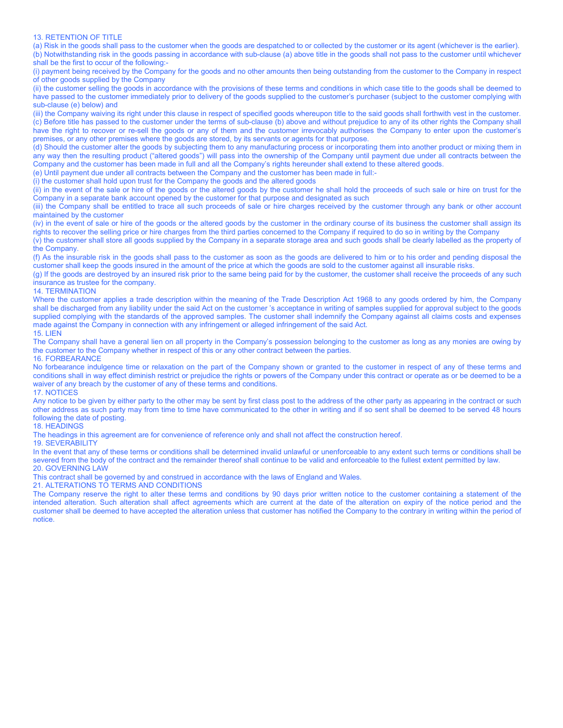13. RETENTION OF TITLE

(a) Risk in the goods shall pass to the customer when the goods are despatched to or collected by the customer or its agent (whichever is the earlier).

(b) Notwithstanding risk in the goods passing in accordance with sub-clause (a) above title in the goods shall not pass to the customer until whichever shall be the first to occur of the following:-

(i) payment being received by the Company for the goods and no other amounts then being outstanding from the customer to the Company in respect of other goods supplied by the Company

(ii) the customer selling the goods in accordance with the provisions of these terms and conditions in which case title to the goods shall be deemed to have passed to the customer immediately prior to delivery of the goods supplied to the customer's purchaser (subject to the customer complying with sub-clause (e) below) and

(iii) the Company waiving its right under this clause in respect of specified goods whereupon title to the said goods shall forthwith vest in the customer.

(c) Before title has passed to the customer under the terms of sub-clause (b) above and without prejudice to any of its other rights the Company shall have the right to recover or re-sell the goods or any of them and the customer irrevocably authorises the Company to enter upon the customer's premises, or any other premises where the goods are stored, by its servants or agents for that purpose.

(d) Should the customer alter the goods by subjecting them to any manufacturing process or incorporating them into another product or mixing them in any way then the resulting product ("altered goods") will pass into the ownership of the Company until payment due under all contracts between the Company and the customer has been made in full and all the Company's rights hereunder shall extend to these altered goods.

(e) Until payment due under all contracts between the Company and the customer has been made in full:-

(i) the customer shall hold upon trust for the Company the goods and the altered goods

(ii) in the event of the sale or hire of the goods or the altered goods by the customer he shall hold the proceeds of such sale or hire on trust for the Company in a separate bank account opened by the customer for that purpose and designated as such

(iii) the Company shall be entitled to trace all such proceeds of sale or hire charges received by the customer through any bank or other account maintained by the customer

(iv) in the event of sale or hire of the goods or the altered goods by the customer in the ordinary course of its business the customer shall assign its rights to recover the selling price or hire charges from the third parties concerned to the Company if required to do so in writing by the Company

(v) the customer shall store all goods supplied by the Company in a separate storage area and such goods shall be clearly labelled as the property of the Company.

(f) As the insurable risk in the goods shall pass to the customer as soon as the goods are delivered to him or to his order and pending disposal the customer shall keep the goods insured in the amount of the price at which the goods are sold to the customer against all insurable risks.

(g) If the goods are destroyed by an insured risk prior to the same being paid for by the customer, the customer shall receive the proceeds of any such insurance as trustee for the company.

14. TERMINATION

Where the customer applies a trade description within the meaning of the Trade Description Act 1968 to any goods ordered by him, the Company shall be discharged from any liability under the said Act on the customer 's acceptance in writing of samples supplied for approval subject to the goods supplied complying with the standards of the approved samples. The customer shall indemnify the Company against all claims costs and expenses made against the Company in connection with any infringement or alleged infringement of the said Act.

15. LIEN

The Company shall have a general lien on all property in the Company's possession belonging to the customer as long as any monies are owing by the customer to the Company whether in respect of this or any other contract between the parties.

16. FORBEARANCE

No forbearance indulgence time or relaxation on the part of the Company shown or granted to the customer in respect of any of these terms and conditions shall in way effect diminish restrict or prejudice the rights or powers of the Company under this contract or operate as or be deemed to be a waiver of any breach by the customer of any of these terms and conditions.

17. NOTICES

Any notice to be given by either party to the other may be sent by first class post to the address of the other party as appearing in the contract or such other address as such party may from time to time have communicated to the other in writing and if so sent shall be deemed to be served 48 hours following the date of posting.

18. HEADINGS

The headings in this agreement are for convenience of reference only and shall not affect the construction hereof.

19. SEVERABILITY

In the event that any of these terms or conditions shall be determined invalid unlawful or unenforceable to any extent such terms or conditions shall be severed from the body of the contract and the remainder thereof shall continue to be valid and enforceable to the fullest extent permitted by law.

20. GOVERNING LAW

This contract shall be governed by and construed in accordance with the laws of England and Wales.

21. ALTERATIONS TO TERMS AND CONDITIONS

The Company reserve the right to alter these terms and conditions by 90 days prior written notice to the customer containing a statement of the intended alteration. Such alteration shall affect agreements which are current at the date of the alteration on expiry of the notice period and the customer shall be deemed to have accepted the alteration unless that customer has notified the Company to the contrary in writing within the period of notice.